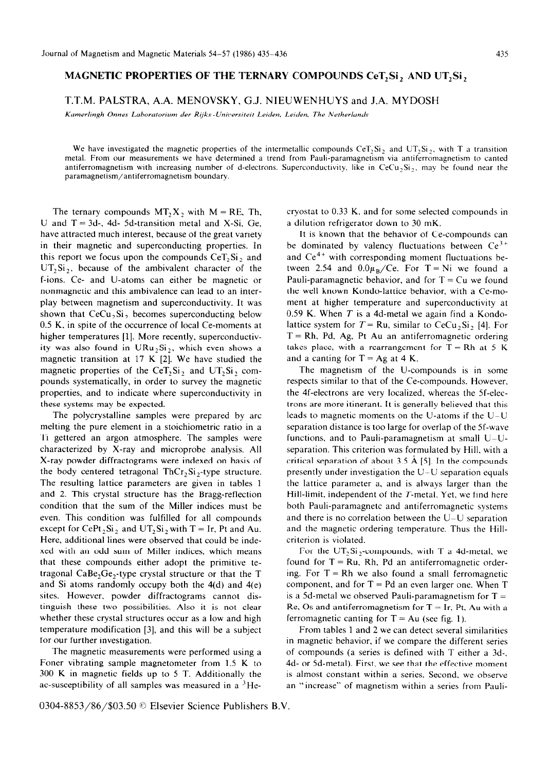# MAGNETIC PROPERTIES OF THE TERNARY COMPOUNDS $CeT_2Si_2$ AND $UT_2Si_2$

T.T.M. PALSTRA, A.A. MENOVSKY, G.J. NIEUWENHUYS and J.A. MYDOSH

*Kamerlingh Onnes Laboratorium der Rijks-Universiteit Leiden, Leiden, The Netherlands*

We have investigated the magnetic properties of the intermetallic compounds $CeT_2Si_2$ and $UT_2Si_2$, with T a transition metal. From our measurements we have determined a trend from Pauli-paramagnetism via antiferromagnetism to canted antiferromagnetism with increasing number of d-electrons. Superconductivity, like in $CeCu_2Si_2$, may be found near the paramagnetism/antiferromagnetism boundary.

The ternary compounds $MT_2X_2$ with M = RE, Th, U and T = 3d-, 4d- 5d-transition metal and X-Si, Ge, have attracted much interest, because of the great variety in their magnetic and superconducting properties. In this report we focus upon the compounds $CeT_2Si_2$ and $UT_2Si_2$, because of the ambivalent character of the f-ions. Ce- and U-atoms can either be magnetic or nonmagnetic and this ambivalence can lead to an interplay between magnetism and superconductivity. It was shown that $CeCu_2Si_2$ becomes superconducting below 0.5 K, in spite of the occurrence of local Ce-moments at higher temperatures [1]. More recently, superconductivity was also found in $URu_2Si_2$, which even shows a magnetic transition at 17 K [2]. We have studied the magnetic properties of the $CeT_2Si_2$ and $UT_2Si_2$ compounds systematically, in order to survey the magnetic properties, and to indicate where superconductivity in these systems may be expected.

The polycrystalline samples were prepared by arc melting the pure element in a stoichiometric ratio in a Ti gettered an argon atmosphere. The samples were characterized by X-ray and microprobe analysis. All X-ray powder diffractograms were indexed on basis of the body centered tetragonal $ThCr_2Si_2$-type structure. The resulting lattice parameters are given in tables 1 and 2. This crystal structure has the Bragg-reflection condition that the sum of the Miller indices must be even. This condition was fulfilled for all compounds except for $CePt_2Si_2$ and $UT_2Si_2$ with T = Ir, Pt and Au. Here, additional lines were observed that could be indexed with an odd sum of Miller indices, which means that these compounds either adopt the primitive tetragonal $CaBe_2Ge_2$-type crystal structure or that the T and Si atoms randomly occupy both the 4(d) and 4(e) sites. However, powder diffractograms cannot distinguish these two possibilities. Also it is not clear whether these crystal structures occur as a low and high temperature modification [3], and this will be a subject for our further investigation.

The magnetic measurements were performed using a Foner vibrating sample magnetometer from 1.5 K to 300 K in magnetic fields up to 5 T. Additionally the ac-susceptibility of all samples was measured in a $^3$He-cryostat to 0.33 K, and for some selected compounds in a dilution refrigerator down to 30 mK.

It is known that the behavior of Ce-compounds can be dominated by valency fluctuations between $Ce^{3+}$ and $Ce^{4+}$ with corresponding moment fluctuations between 2.54 and $0.0\mu_B$/Ce. For T = Ni we found a Pauli-paramagnetic behavior, and for T = Cu we found the well known Kondo-lattice behavior, with a Ce-moment at higher temperature and superconductivity at 0.59 K. When $T$ is a 4d-metal we again find a Kondo-lattice system for $T$ = Ru, similar to $CeCu_2Si_2$ [4]. For T = Rh, Pd, Ag, Pt Au an antiferromagnetic ordering takes place, with a rearrangement for T = Rh at 5 K and a canting for T = Ag at 4 K.

The magnetism of the U-compounds is in some respects similar to that of the Ce-compounds. However, the 4f-electrons are very localized, whereas the 5f-electrons are more itinerant. It is generally believed that this leads to magnetic moments on the U-atoms if the U–U separation distance is too large for overlap of the 5f-wave functions, and to Pauli-paramagnetism at small U–U-separation. This criterion was formulated by Hill, with a critical separation of about 3.5 Å [5]. In the compounds presently under investigation the U–U separation equals the lattice parameter a, and is always larger than the Hill-limit, independent of the $T$-metal. Yet, we find here both Pauli-paramagnetc and antiferromagnetic systems and there is no correlation between the U–U separation and the magnetic ordering temperature. Thus the Hill-criterion is violated.

For the $UT_2Si_2$-compounds, with T a 4d-metal, we found for T = Ru, Rh, Pd an antiferromagnetic ordering. For T = Rh we also found a small ferromagnetic component, and for T = Pd an even larger one. When T is a 5d-metal we observed Pauli-paramagnetism for T = Re, Os and antiferromagnetism for T = Ir, Pt, Au with a ferromagnetic canting for T = Au (see fig. 1).

From tables 1 and 2 we can detect several similarities in magnetic behavior, if we compare the different series of compounds (a series is defined with T either a 3d-, 4d- or 5d-metal). First, we see that the effective moment is almost constant within a series. Second, we observe an "increase" of magnetism within a series from Pauli-

0304-8853/86/$03.50 © Elsevier Science Publishers B.V.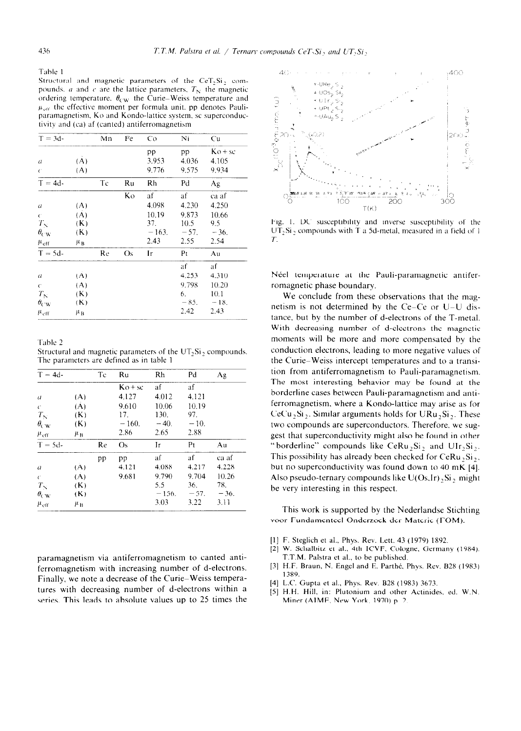Table 1

Structural and magnetic parameters of the $CeT_2Si_2$ compounds. $a$ and $c$ are the lattice parameters, $T_N$ the magnetic ordering temperature, $\theta_{CW}$ the Curie–Weiss temperature and $\mu_{eff}$ the effective moment per formula unit. pp denotes Pauli-paramagnetism, Ko and Kondo-lattice system, sc superconductivity and (ca) af (canted) antiferromagnetism

| T = 3d- | | Mn | Fe | Co | Ni | Cu |
|---|---|---|---|---|---|---|
| | | | | pp | pp | Ko + sc |
| $a$ | (Å) | | | 3.953 | 4.036 | 4.105 |
| $c$ | (Å) | | | 9.776 | 9.575 | 9.934 |
| **T = 4d-** | | **Tc** | **Ru** | **Rh** | **Pd** | **Ag** |
| | | | Ko | af | af | ca af |
| $a$ | (Å) | | | 4.098 | 4.230 | 4.250 |
| $c$ | (Å) | | | 10.19 | 9.873 | 10.66 |
| $T_N$ | (K) | | | 37. | 10.5 | 9.5 |
| $\theta_{CW}$ | (K) | | | −163. | −57. | −36. |
| $\mu_{eff}$ | $\mu_B$ | | | 2.43 | 2.55 | 2.54 |
| **T = 5d-** | | **Re** | **Os** | **Ir** | **Pt** | **Au** |
| | | | | | af | af |
| $a$ | (Å) | | | | 4.253 | 4.310 |
| $c$ | (Å) | | | | 9.798 | 10.20 |
| $T_N$ | (K) | | | | 6. | 10.1 |
| $\theta_{CW}$ | (K) | | | | −85. | −18. |
| $\mu_{eff}$ | $\mu_B$ | | | | 2.42 | 2.43 |

Table 2

Structural and magnetic parameters of the $UT_2Si_2$ compounds. The parameters are defined as in table 1

| T = 4d- | | Tc | Ru | Rh | Pd | Ag |
|---|---|---|---|---|---|---|
| | | | Ko + sc | af | af | |
| $a$ | (Å) | | 4.127 | 4.012 | 4.121 | |
| $c$ | (Å) | | 9.610 | 10.06 | 10.19 | |
| $T_N$ | (K) | | 17. | 130. | 97. | |
| $\theta_{CW}$ | (K) | | −160. | −40. | −10. | |
| $\mu_{eff}$ | $\mu_B$ | | 2.86 | 2.65 | 2.88 | |
| **T = 5d-** | | **Re** | **Os** | **Ir** | **Pt** | **Au** |
| | | pp | pp | af | af | ca af |
| $a$ | (Å) | | 4.121 | 4.088 | 4.217 | 4.228 |
| $c$ | (Å) | | 9.681 | 9.790 | 9.704 | 10.26 |
| $T_N$ | (K) | | | 5.5 | 36. | 78. |
| $\theta_{CW}$ | (K) | | | −156. | −57. | −36. |
| $\mu_{eff}$ | $\mu_B$ | | | 3.03 | 3.22 | 3.11 |

paramagnetism via antiferromagnetism to canted antiferromagnetism with increasing number of d-electrons. Finally, we note a decrease of the Curie–Weiss temperatures with decreasing number of d-electrons within a series. This leads to absolute values up to 25 times the

$\chi_{DC}$ ($10^{-3}$ emu/mol)

$\chi^{-1}_{DC}$

T(K)

0 100 200 300

URe$_2$Si$_2$, UOs$_2$Si$_2$, UIr$_2$Si$_2$, UPt$_2$Si$_2$, UAu$_2$Si$_2$

Fig. 1. DC susceptibility and inverse susceptibility of the $UT_2Si_2$ compounds with T a 5d-metal, measured in a field of 1 T.

Néel temperature at the Pauli-paramagnetic antiferromagnetic phase boundary.

We conclude from these observations that the magnetism is not determined by the Ce–Ce or U–U distance, but by the number of d-electrons of the T-metal. With decreasing number of d-electrons the magnetic moments will be more and more compensated by the conduction electrons, leading to more negative values of the Curie–Weiss intercept temperatures and to a transition from antiferromagnetism to Pauli-paramagnetism. The most interesting behavior may be found at the borderline cases between Pauli-paramagnetism and antiferromagnetism, where a Kondo-lattice may arise as for $CeCu_2Si_2$. Similar arguments holds for $URu_2Si_2$. These two compounds are superconductors. Therefore, we suggest that superconductivity might also be found in other "borderline" compounds like $CeRu_2Si_2$ and $UIr_2Si_2$. This possibility has already been checked for $CeRu_2Si_2$, but no superconductivity was found down to 40 mK [4]. Also pseudo-ternary compounds like $U(Os,Ir)_2Si_2$ might be very interesting in this respect.

This work is supported by the Nederlandse Stichting voor Fundamenteel Onderzoek der Materie (FOM).

[1] F. Steglich et al., Phys. Rev. Lett. 43 (1979) 1892.
[2] W. Schalbitz et al., 4th ICVF, Cologne, Germany (1984). T.T.M. Palstra et al., to be published.
[3] H.F. Braun, N. Engel and E. Parthé, Phys. Rev. B28 (1983) 1389.
[4] L.C. Gupta et al., Phys. Rev. B28 (1983) 3673.
[5] H.H. Hill, in: Plutonium and other Actinides, ed. W.N. Miner (AIMF, New York, 1970) p. 2.